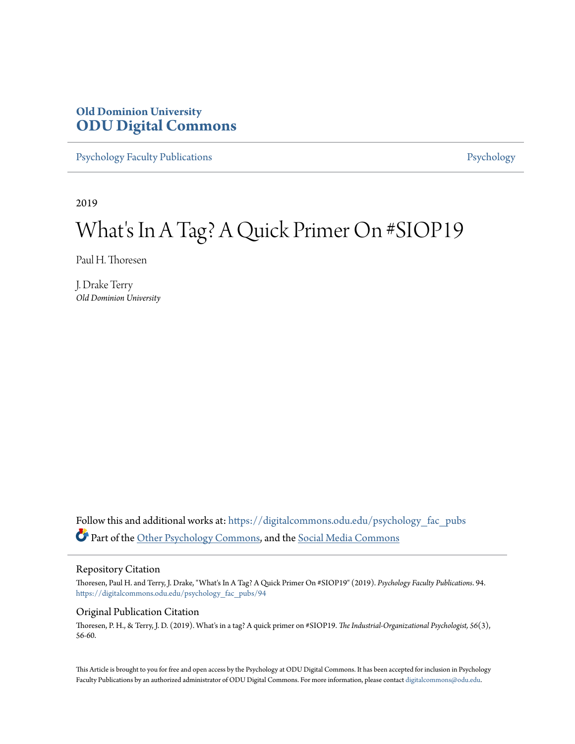**Old Dominion University**
**ODU Digital Commons**

Psychology Faculty Publications | Psychology

---

2019

# What's In A Tag? A Quick Primer On #SIOP19

Paul H. Thoresen

J. Drake Terry
*Old Dominion University*

Follow this and additional works at: https://digitalcommons.odu.edu/psychology_fac_pubs

Part of the Other Psychology Commons, and the Social Media Commons

## Repository Citation

Thoresen, Paul H. and Terry, J. Drake, "What's In A Tag? A Quick Primer On #SIOP19" (2019). *Psychology Faculty Publications*. 94.
https://digitalcommons.odu.edu/psychology_fac_pubs/94

## Original Publication Citation

Thoresen, P. H., & Terry, J. D. (2019). What's in a tag? A quick primer on #SIOP19. *The Industrial-Organizational Psychologist, 56*(3), 56-60.

This Article is brought to you for free and open access by the Psychology at ODU Digital Commons. It has been accepted for inclusion in Psychology Faculty Publications by an authorized administrator of ODU Digital Commons. For more information, please contact digitalcommons@odu.edu.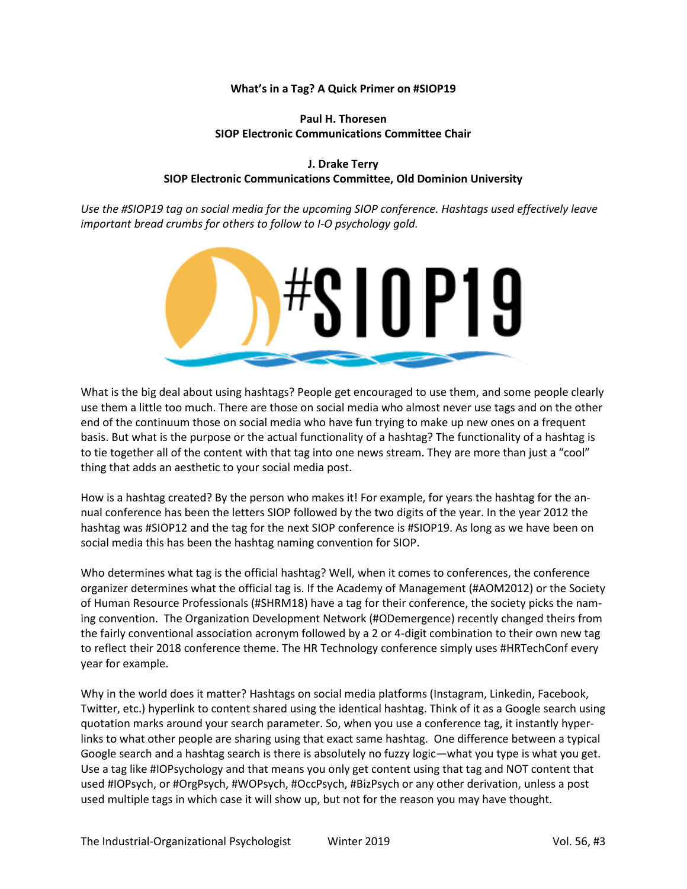**What's in a Tag? A Quick Primer on #SIOP19**

**Paul H. Thoresen**
**SIOP Electronic Communications Committee Chair**

**J. Drake Terry**
**SIOP Electronic Communications Committee, Old Dominion University**

*Use the #SIOP19 tag on social media for the upcoming SIOP conference. Hashtags used effectively leave important bread crumbs for others to follow to I-O psychology gold.*

What is the big deal about using hashtags? People get encouraged to use them, and some people clearly use them a little too much. There are those on social media who almost never use tags and on the other end of the continuum those on social media who have fun trying to make up new ones on a frequent basis. But what is the purpose or the actual functionality of a hashtag? The functionality of a hashtag is to tie together all of the content with that tag into one news stream. They are more than just a "cool" thing that adds an aesthetic to your social media post.

How is a hashtag created? By the person who makes it! For example, for years the hashtag for the annual conference has been the letters SIOP followed by the two digits of the year. In the year 2012 the hashtag was #SIOP12 and the tag for the next SIOP conference is #SIOP19. As long as we have been on social media this has been the hashtag naming convention for SIOP.

Who determines what tag is the official hashtag? Well, when it comes to conferences, the conference organizer determines what the official tag is. If the Academy of Management (#AOM2012) or the Society of Human Resource Professionals (#SHRM18) have a tag for their conference, the society picks the naming convention. The Organization Development Network (#ODemergence) recently changed theirs from the fairly conventional association acronym followed by a 2 or 4-digit combination to their own new tag to reflect their 2018 conference theme. The HR Technology conference simply uses #HRTechConf every year for example.

Why in the world does it matter? Hashtags on social media platforms (Instagram, Linkedin, Facebook, Twitter, etc.) hyperlink to content shared using the identical hashtag. Think of it as a Google search using quotation marks around your search parameter. So, when you use a conference tag, it instantly hyperlinks to what other people are sharing using that exact same hashtag. One difference between a typical Google search and a hashtag search is there is absolutely no fuzzy logic—what you type is what you get. Use a tag like #IOPsychology and that means you only get content using that tag and NOT content that used #IOPsych, or #OrgPsych, #WOPsych, #OccPsych, #BizPsych or any other derivation, unless a post used multiple tags in which case it will show up, but not for the reason you may have thought.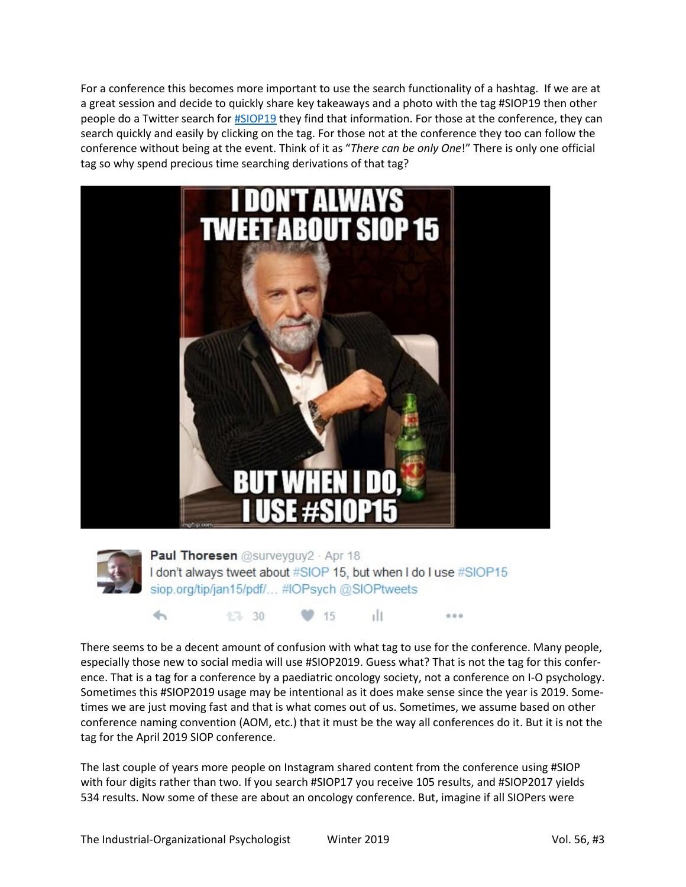For a conference this becomes more important to use the search functionality of a hashtag. If we are at a great session and decide to quickly share key takeaways and a photo with the tag #SIOP19 then other people do a Twitter search for [#SIOP19](#) they find that information. For those at the conference, they can search quickly and easily by clicking on the tag. For those not at the conference they too can follow the conference without being at the event. Think of it as "*There can be only One*!" There is only one official tag so why spend precious time searching derivations of that tag?

There seems to be a decent amount of confusion with what tag to use for the conference. Many people, especially those new to social media will use #SIOP2019. Guess what? That is not the tag for this conference. That is a tag for a conference by a paediatric oncology society, not a conference on I-O psychology. Sometimes this #SIOP2019 usage may be intentional as it does make sense since the year is 2019. Sometimes we are just moving fast and that is what comes out of us. Sometimes, we assume based on other conference naming convention (AOM, etc.) that it must be the way all conferences do it. But it is not the tag for the April 2019 SIOP conference.

The last couple of years more people on Instagram shared content from the conference using #SIOP with four digits rather than two. If you search #SIOP17 you receive 105 results, and #SIOP2017 yields 534 results. Now some of these are about an oncology conference. But, imagine if all SIOPers were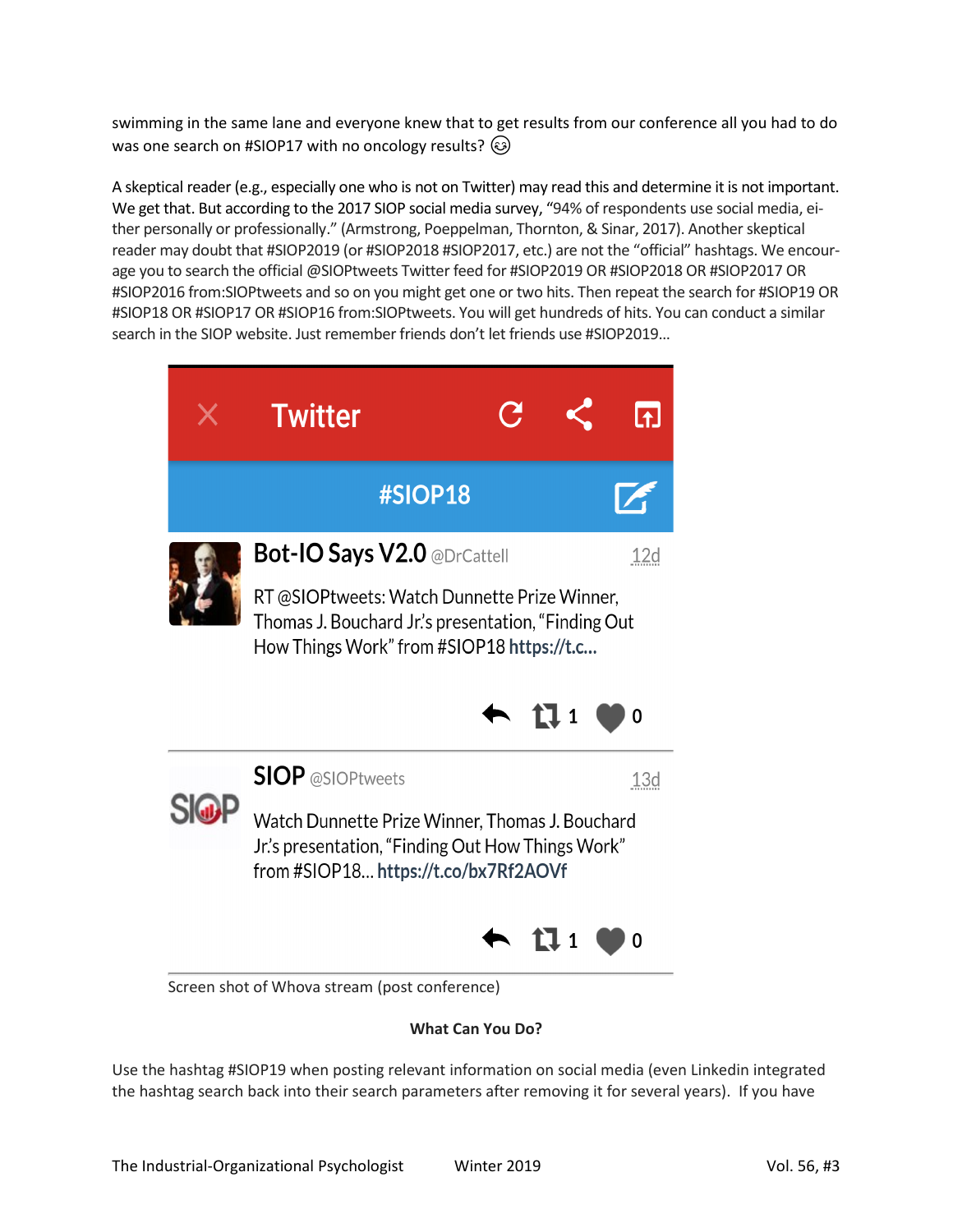swimming in the same lane and everyone knew that to get results from our conference all you had to do was one search on #SIOP17 with no oncology results? 😉

A skeptical reader (e.g., especially one who is not on Twitter) may read this and determine it is not important. We get that. But according to the 2017 SIOP social media survey, "94% of respondents use social media, either personally or professionally." (Armstrong, Poeppelman, Thornton, & Sinar, 2017). Another skeptical reader may doubt that #SIOP2019 (or #SIOP2018 #SIOP2017, etc.) are not the "official" hashtags. We encourage you to search the official @SIOPtweets Twitter feed for #SIOP2019 OR #SIOP2018 OR #SIOP2017 OR #SIOP2016 from:SIOPtweets and so on you might get one or two hits. Then repeat the search for #SIOP19 OR #SIOP18 OR #SIOP17 OR #SIOP16 from:SIOPtweets. You will get hundreds of hits. You can conduct a similar search in the SIOP website. Just remember friends don't let friends use #SIOP2019…

Twitter

#SIOP18

**Bot-IO Says V2.0** @DrCattell 12d

RT @SIOPtweets: Watch Dunnette Prize Winner, Thomas J. Bouchard Jr.'s presentation, "Finding Out How Things Work" from #SIOP18 https://t.c...

1 0

**SIOP** @SIOPtweets 13d

Watch Dunnette Prize Winner, Thomas J. Bouchard Jr.'s presentation, "Finding Out How Things Work" from #SIOP18... https://t.co/bx7Rf2AOVf

1 0

Screen shot of Whova stream (post conference)

**What Can You Do?**

Use the hashtag #SIOP19 when posting relevant information on social media (even Linkedin integrated the hashtag search back into their search parameters after removing it for several years). If you have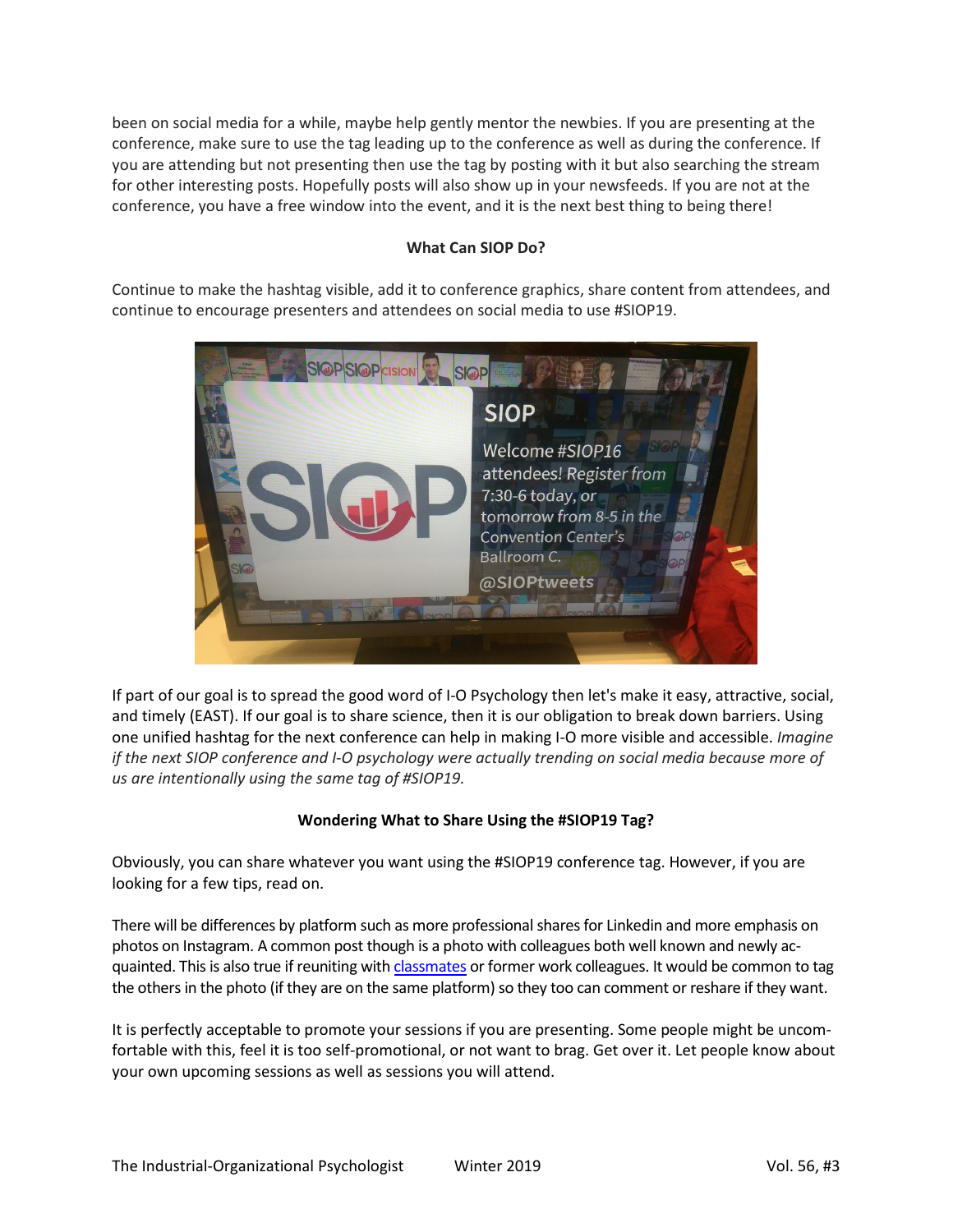been on social media for a while, maybe help gently mentor the newbies. If you are presenting at the conference, make sure to use the tag leading up to the conference as well as during the conference. If you are attending but not presenting then use the tag by posting with it but also searching the stream for other interesting posts. Hopefully posts will also show up in your newsfeeds. If you are not at the conference, you have a free window into the event, and it is the next best thing to being there!

**What Can SIOP Do?**

Continue to make the hashtag visible, add it to conference graphics, share content from attendees, and continue to encourage presenters and attendees on social media to use #SIOP19.

If part of our goal is to spread the good word of I-O Psychology then let's make it easy, attractive, social, and timely (EAST). If our goal is to share science, then it is our obligation to break down barriers. Using one unified hashtag for the next conference can help in making I-O more visible and accessible. *Imagine if the next SIOP conference and I-O psychology were actually trending on social media because more of us are intentionally using the same tag of #SIOP19.*

**Wondering What to Share Using the #SIOP19 Tag?**

Obviously, you can share whatever you want using the #SIOP19 conference tag. However, if you are looking for a few tips, read on.

There will be differences by platform such as more professional shares for Linkedin and more emphasis on photos on Instagram. A common post though is a photo with colleagues both well known and newly acquainted. This is also true if reuniting with classmates or former work colleagues. It would be common to tag the others in the photo (if they are on the same platform) so they too can comment or reshare if they want.

It is perfectly acceptable to promote your sessions if you are presenting. Some people might be uncomfortable with this, feel it is too self-promotional, or not want to brag. Get over it. Let people know about your own upcoming sessions as well as sessions you will attend.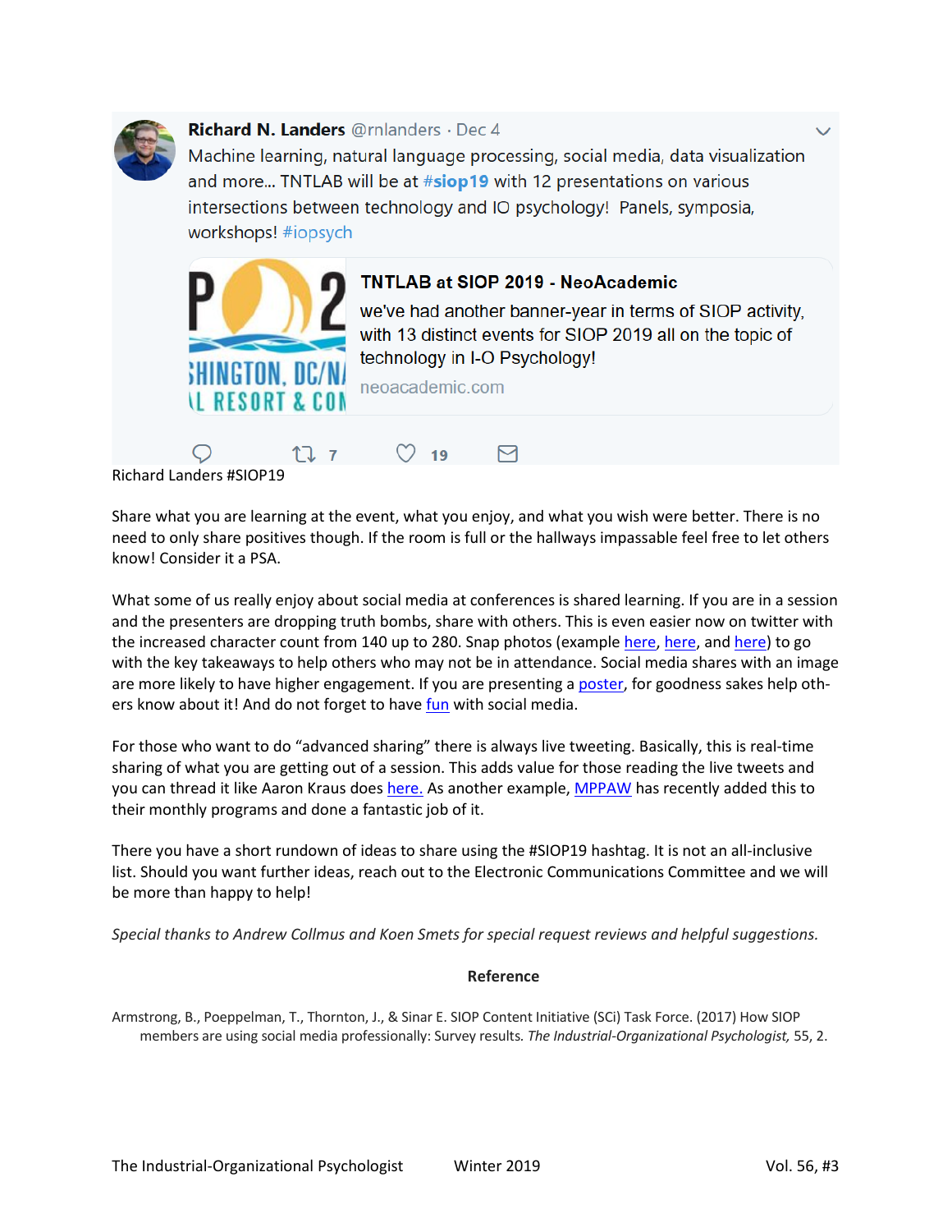Richard N. Landers @rnlanders · Dec 4

Machine learning, natural language processing, social media, data visualization and more... TNTLAB will be at #siop19 with 12 presentations on various intersections between technology and IO psychology! Panels, symposia, workshops! #iopsych

**TNTLAB at SIOP 2019 - NeoAcademic**

we've had another banner-year in terms of SIOP activity, with 13 distinct events for SIOP 2019 all on the topic of technology in I-O Psychology!

neoacademic.com

7 19

Richard Landers #SIOP19

Share what you are learning at the event, what you enjoy, and what you wish were better. There is no need to only share positives though. If the room is full or the hallways impassable feel free to let others know! Consider it a PSA.

What some of us really enjoy about social media at conferences is shared learning. If you are in a session and the presenters are dropping truth bombs, share with others. This is even easier now on twitter with the increased character count from 140 up to 280. Snap photos (example here, here, and here) to go with the key takeaways to help others who may not be in attendance. Social media shares with an image are more likely to have higher engagement. If you are presenting a poster, for goodness sakes help others know about it! And do not forget to have fun with social media.

For those who want to do "advanced sharing" there is always live tweeting. Basically, this is real-time sharing of what you are getting out of a session. This adds value for those reading the live tweets and you can thread it like Aaron Kraus does here. As another example, MPPAW has recently added this to their monthly programs and done a fantastic job of it.

There you have a short rundown of ideas to share using the #SIOP19 hashtag. It is not an all-inclusive list. Should you want further ideas, reach out to the Electronic Communications Committee and we will be more than happy to help!

*Special thanks to Andrew Collmus and Koen Smets for special request reviews and helpful suggestions.*

## Reference

Armstrong, B., Poeppelman, T., Thornton, J., & Sinar E. SIOP Content Initiative (SCi) Task Force. (2017) How SIOP members are using social media professionally: Survey results. *The Industrial-Organizational Psychologist,* 55, 2.